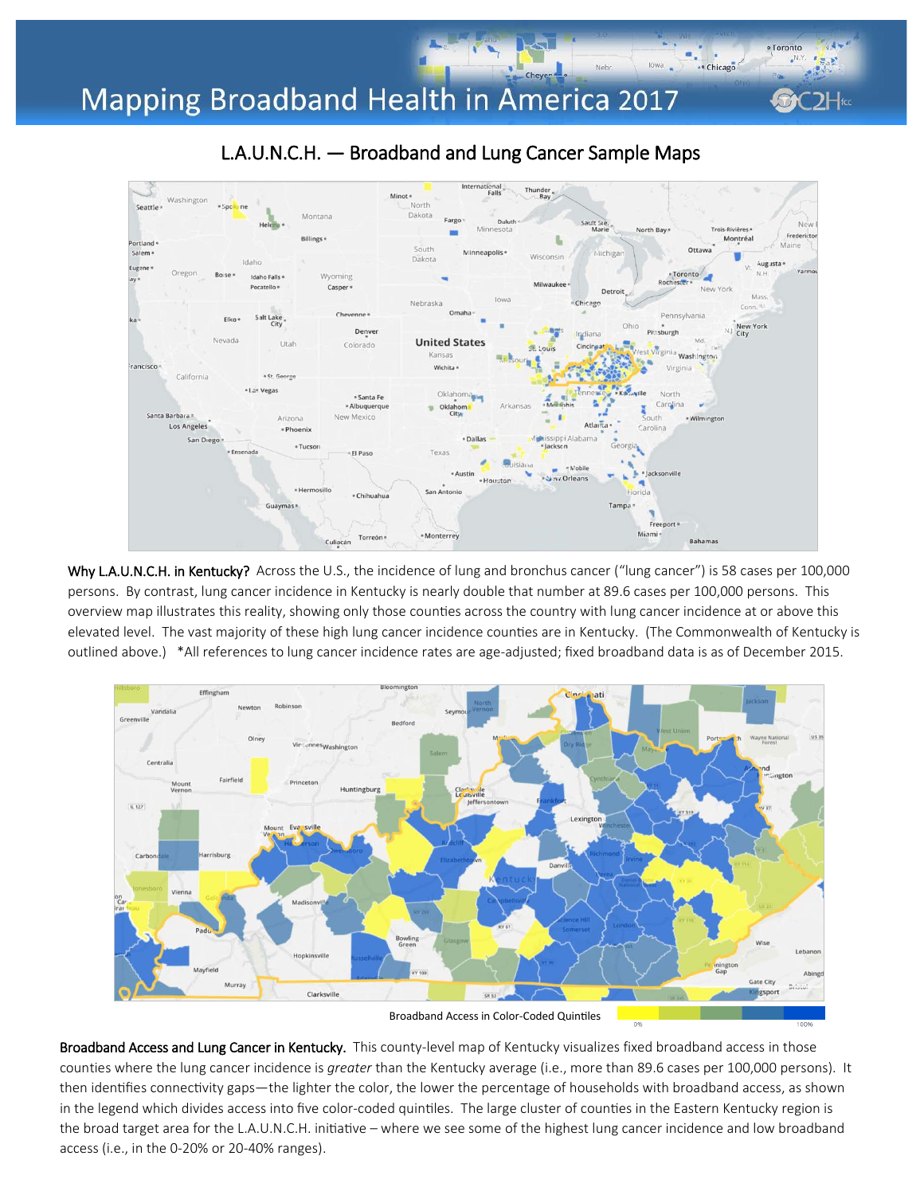# Mapping Broadband Health in America 2017

## L.A.U.N.C.H. — Broadband and Lung Cancer Sample Maps

**Why L.A.U.N.C.H. in Kentucky?** Across the U.S., the incidence of lung and bronchus cancer ("lung cancer") is 58 cases per 100,000 persons. By contrast, lung cancer incidence in Kentucky is nearly double that number at 89.6 cases per 100,000 persons. This overview map illustrates this reality, showing only those counties across the country with lung cancer incidence at or above this elevated level. The vast majority of these high lung cancer incidence counties are in Kentucky. (The Commonwealth of Kentucky is outlined above.) *All references to lung cancer incidence rates are age-adjusted; fixed broadband data is as of December 2015.

Broadband Access in Color-Coded Quintiles (0% – 100%)

**Broadband Access and Lung Cancer in Kentucky.** This county-level map of Kentucky visualizes fixed broadband access in those counties where the lung cancer incidence is *greater* than the Kentucky average (i.e., more than 89.6 cases per 100,000 persons). It then identifies connectivity gaps—the lighter the color, the lower the percentage of households with broadband access, as shown in the legend which divides access into five color-coded quintiles. The large cluster of counties in the Eastern Kentucky region is the broad target area for the L.A.U.N.C.H. initiative – where we see some of the highest lung cancer incidence and low broadband access (i.e., in the 0-20% or 20-40% ranges).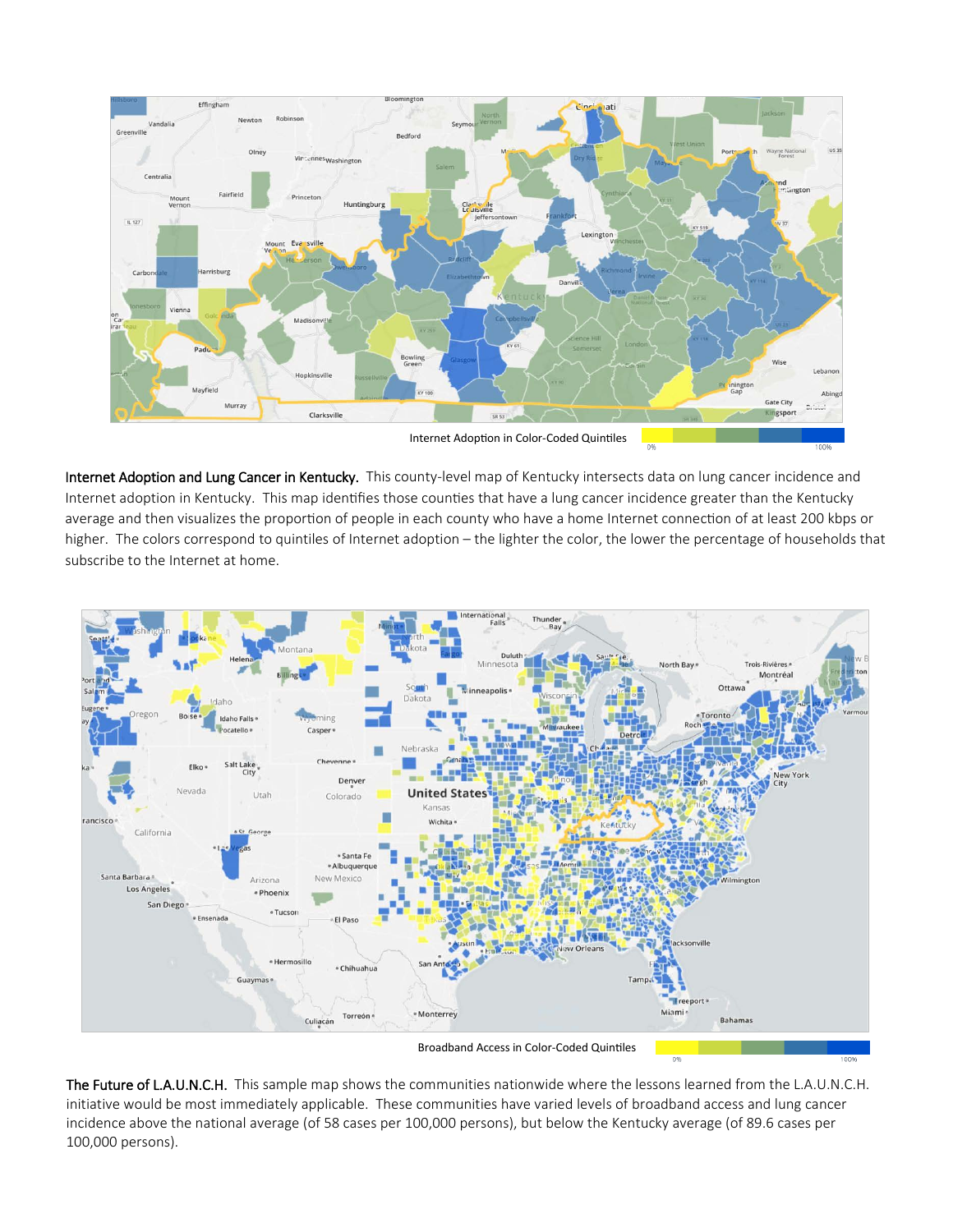Internet Adoption in Color-Coded Quintiles

0% 100%

**Internet Adoption and Lung Cancer in Kentucky.** This county-level map of Kentucky intersects data on lung cancer incidence and Internet adoption in Kentucky. This map identifies those counties that have a lung cancer incidence greater than the Kentucky average and then visualizes the proportion of people in each county who have a home Internet connection of at least 200 kbps or higher. The colors correspond to quintiles of Internet adoption – the lighter the color, the lower the percentage of households that subscribe to the Internet at home.

Broadband Access in Color-Coded Quintiles

0% 100%

**The Future of L.A.U.N.C.H.** This sample map shows the communities nationwide where the lessons learned from the L.A.U.N.C.H. initiative would be most immediately applicable. These communities have varied levels of broadband access and lung cancer incidence above the national average (of 58 cases per 100,000 persons), but below the Kentucky average (of 89.6 cases per 100,000 persons).